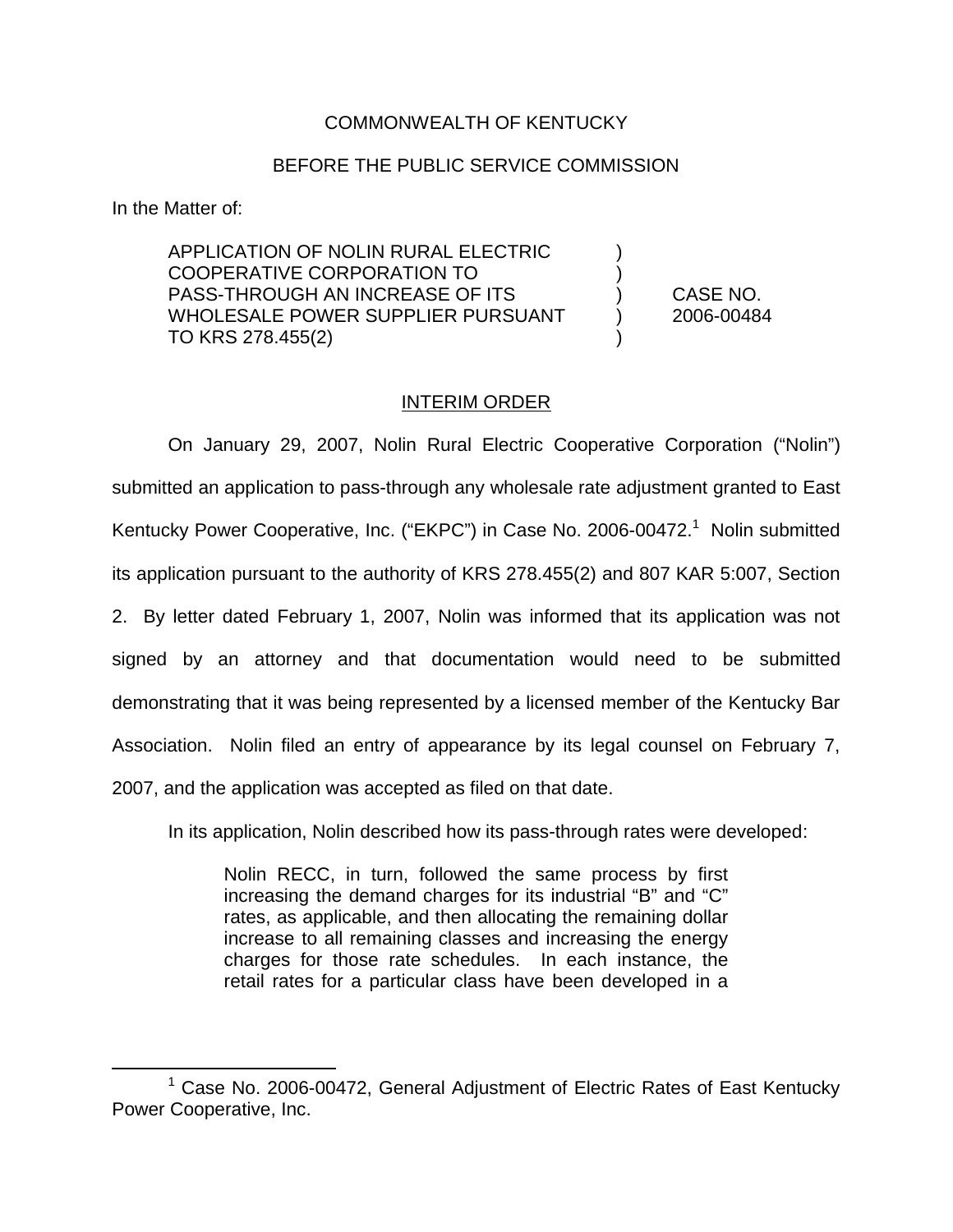COMMONWEALTH OF KENTUCKY

BEFORE THE PUBLIC SERVICE COMMISSION

In the Matter of:

| | | |
|---|---|---|
| APPLICATION OF NOLIN RURAL ELECTRIC COOPERATIVE CORPORATION TO PASS-THROUGH AN INCREASE OF ITS WHOLESALE POWER SUPPLIER PURSUANT TO KRS 278.455(2) | ) | CASE NO. 2006-00484 |

## INTERIM ORDER

On January 29, 2007, Nolin Rural Electric Cooperative Corporation ("Nolin") submitted an application to pass-through any wholesale rate adjustment granted to East Kentucky Power Cooperative, Inc. ("EKPC") in Case No. 2006-00472.[1] Nolin submitted its application pursuant to the authority of KRS 278.455(2) and 807 KAR 5:007, Section 2. By letter dated February 1, 2007, Nolin was informed that its application was not signed by an attorney and that documentation would need to be submitted demonstrating that it was being represented by a licensed member of the Kentucky Bar Association. Nolin filed an entry of appearance by its legal counsel on February 7, 2007, and the application was accepted as filed on that date.

In its application, Nolin described how its pass-through rates were developed:

> Nolin RECC, in turn, followed the same process by first increasing the demand charges for its industrial "B" and "C" rates, as applicable, and then allocating the remaining dollar increase to all remaining classes and increasing the energy charges for those rate schedules. In each instance, the retail rates for a particular class have been developed in a

[1] Case No. 2006-00472, General Adjustment of Electric Rates of East Kentucky Power Cooperative, Inc.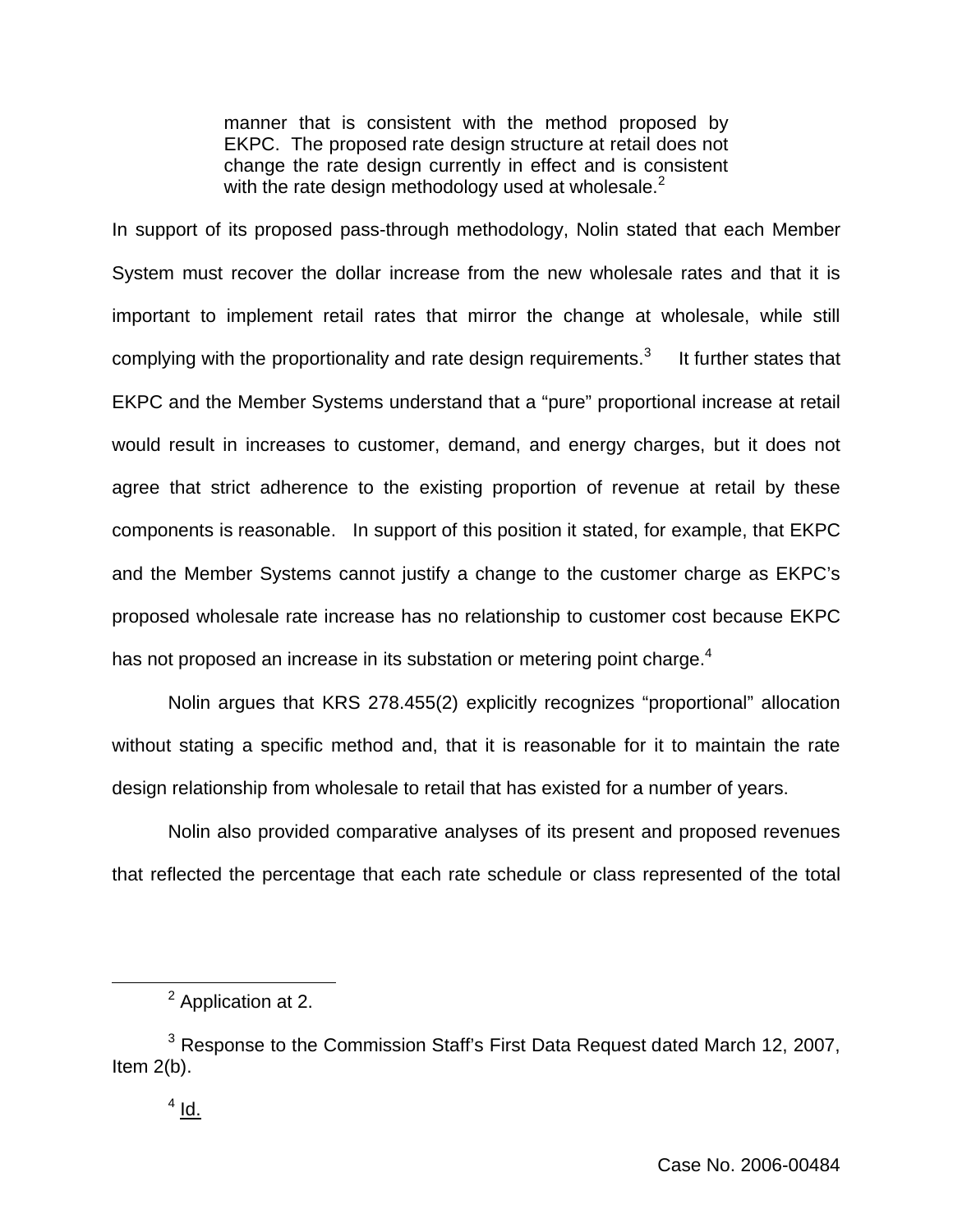> manner that is consistent with the method proposed by EKPC. The proposed rate design structure at retail does not change the rate design currently in effect and is consistent with the rate design methodology used at wholesale.[2]

In support of its proposed pass-through methodology, Nolin stated that each Member System must recover the dollar increase from the new wholesale rates and that it is important to implement retail rates that mirror the change at wholesale, while still complying with the proportionality and rate design requirements.[3] It further states that EKPC and the Member Systems understand that a "pure" proportional increase at retail would result in increases to customer, demand, and energy charges, but it does not agree that strict adherence to the existing proportion of revenue at retail by these components is reasonable. In support of this position it stated, for example, that EKPC and the Member Systems cannot justify a change to the customer charge as EKPC's proposed wholesale rate increase has no relationship to customer cost because EKPC has not proposed an increase in its substation or metering point charge.[4]

Nolin argues that KRS 278.455(2) explicitly recognizes "proportional" allocation without stating a specific method and, that it is reasonable for it to maintain the rate design relationship from wholesale to retail that has existed for a number of years.

Nolin also provided comparative analyses of its present and proposed revenues that reflected the percentage that each rate schedule or class represented of the total

---

[2] Application at 2.

[3] Response to the Commission Staff's First Data Request dated March 12, 2007, Item 2(b).

[4] Id.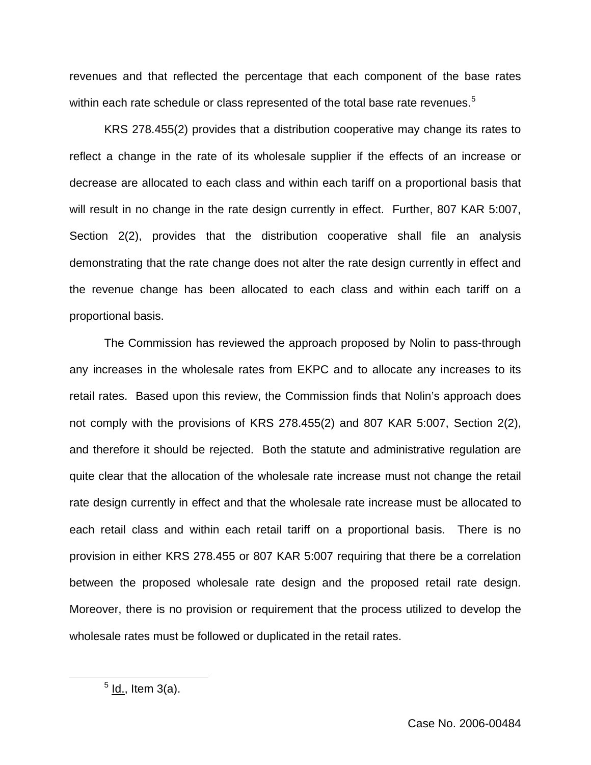revenues and that reflected the percentage that each component of the base rates within each rate schedule or class represented of the total base rate revenues.[5]

KRS 278.455(2) provides that a distribution cooperative may change its rates to reflect a change in the rate of its wholesale supplier if the effects of an increase or decrease are allocated to each class and within each tariff on a proportional basis that will result in no change in the rate design currently in effect. Further, 807 KAR 5:007, Section 2(2), provides that the distribution cooperative shall file an analysis demonstrating that the rate change does not alter the rate design currently in effect and the revenue change has been allocated to each class and within each tariff on a proportional basis.

The Commission has reviewed the approach proposed by Nolin to pass-through any increases in the wholesale rates from EKPC and to allocate any increases to its retail rates. Based upon this review, the Commission finds that Nolin's approach does not comply with the provisions of KRS 278.455(2) and 807 KAR 5:007, Section 2(2), and therefore it should be rejected. Both the statute and administrative regulation are quite clear that the allocation of the wholesale rate increase must not change the retail rate design currently in effect and that the wholesale rate increase must be allocated to each retail class and within each retail tariff on a proportional basis. There is no provision in either KRS 278.455 or 807 KAR 5:007 requiring that there be a correlation between the proposed wholesale rate design and the proposed retail rate design. Moreover, there is no provision or requirement that the process utilized to develop the wholesale rates must be followed or duplicated in the retail rates.

---

[5] Id., Item 3(a).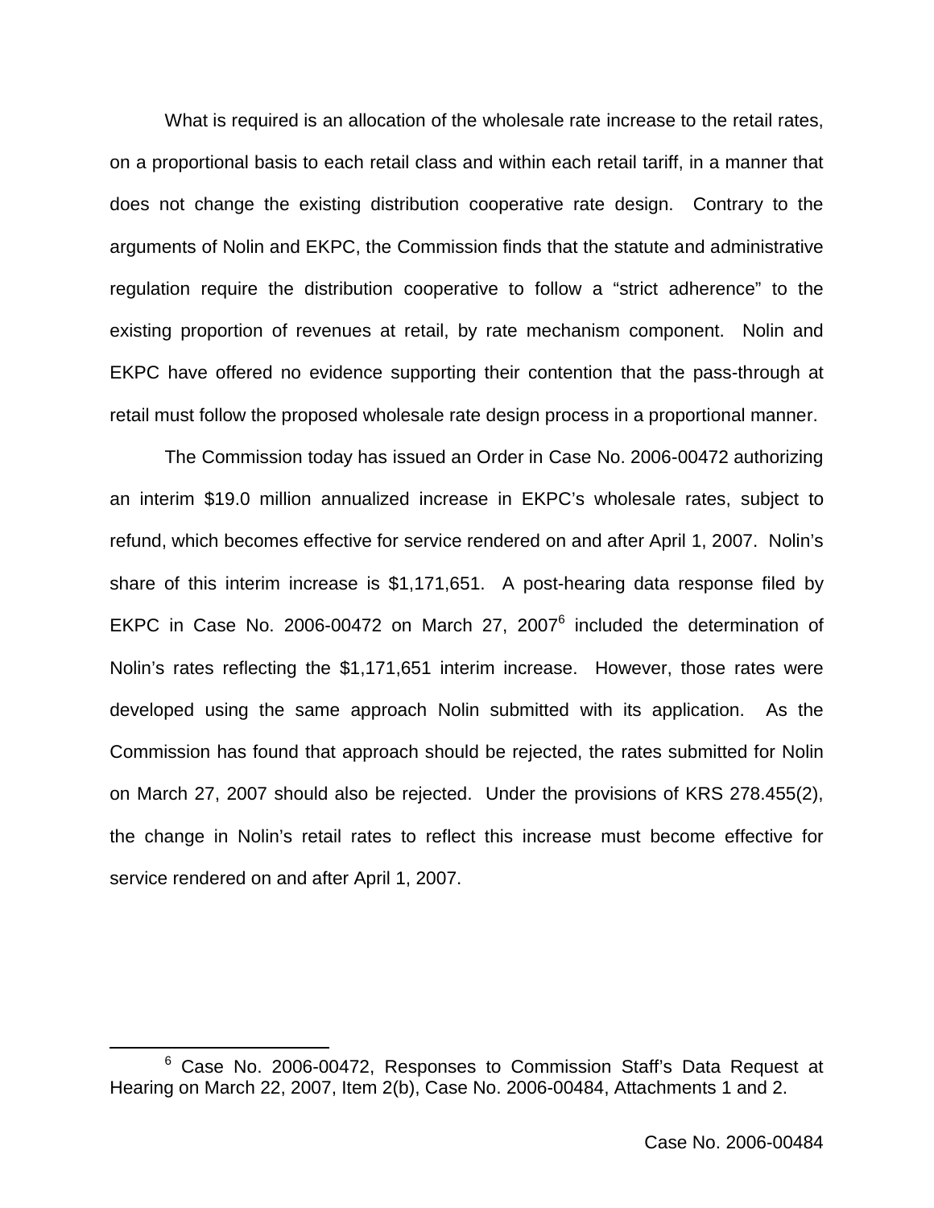What is required is an allocation of the wholesale rate increase to the retail rates, on a proportional basis to each retail class and within each retail tariff, in a manner that does not change the existing distribution cooperative rate design. Contrary to the arguments of Nolin and EKPC, the Commission finds that the statute and administrative regulation require the distribution cooperative to follow a "strict adherence" to the existing proportion of revenues at retail, by rate mechanism component. Nolin and EKPC have offered no evidence supporting their contention that the pass-through at retail must follow the proposed wholesale rate design process in a proportional manner.

The Commission today has issued an Order in Case No. 2006-00472 authorizing an interim $19.0 million annualized increase in EKPC's wholesale rates, subject to refund, which becomes effective for service rendered on and after April 1, 2007. Nolin's share of this interim increase is $1,171,651. A post-hearing data response filed by EKPC in Case No. 2006-00472 on March 27, 2007[6] included the determination of Nolin's rates reflecting the $1,171,651 interim increase. However, those rates were developed using the same approach Nolin submitted with its application. As the Commission has found that approach should be rejected, the rates submitted for Nolin on March 27, 2007 should also be rejected. Under the provisions of KRS 278.455(2), the change in Nolin's retail rates to reflect this increase must become effective for service rendered on and after April 1, 2007.

---

[6] Case No. 2006-00472, Responses to Commission Staff's Data Request at Hearing on March 22, 2007, Item 2(b), Case No. 2006-00484, Attachments 1 and 2.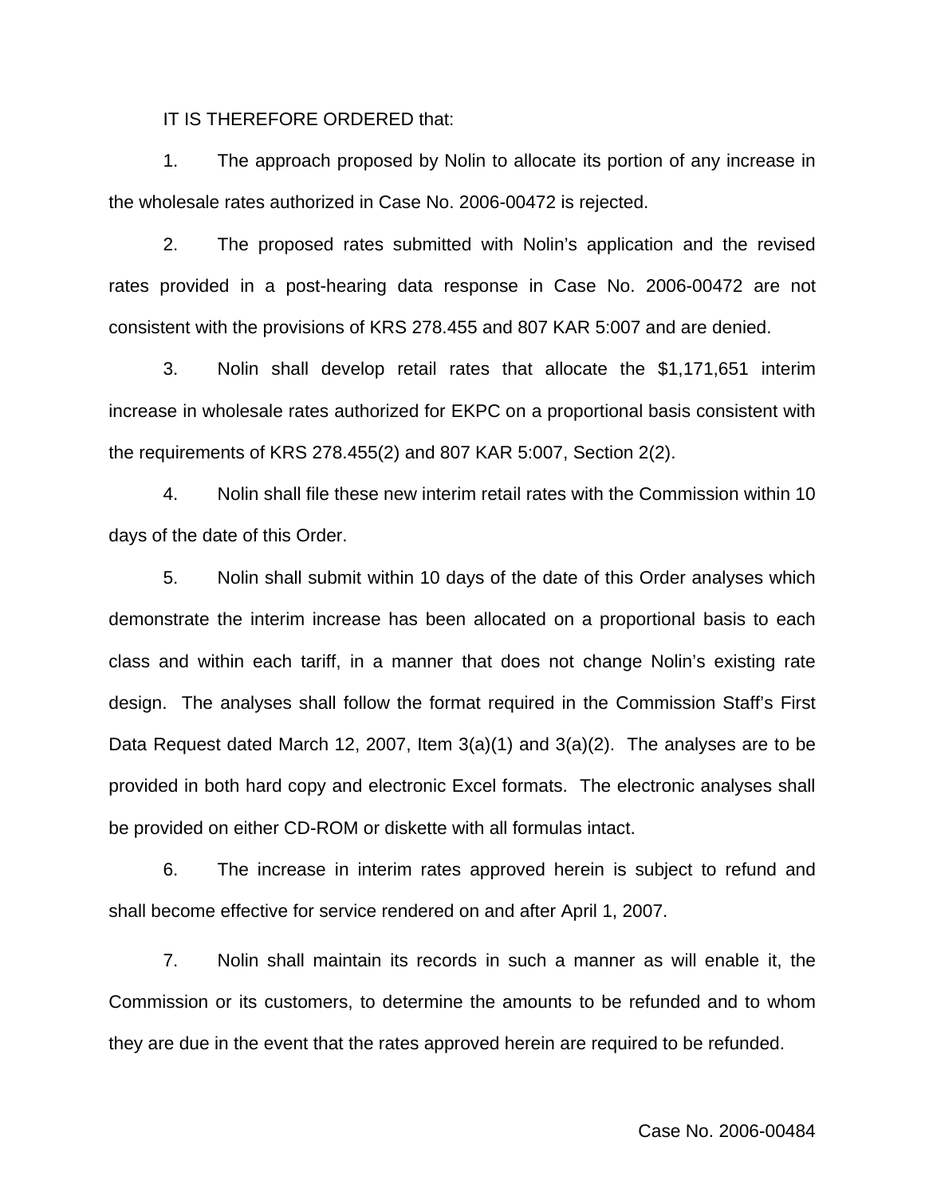IT IS THEREFORE ORDERED that:

1. The approach proposed by Nolin to allocate its portion of any increase in the wholesale rates authorized in Case No. 2006-00472 is rejected.

2. The proposed rates submitted with Nolin's application and the revised rates provided in a post-hearing data response in Case No. 2006-00472 are not consistent with the provisions of KRS 278.455 and 807 KAR 5:007 and are denied.

3. Nolin shall develop retail rates that allocate the $1,171,651 interim increase in wholesale rates authorized for EKPC on a proportional basis consistent with the requirements of KRS 278.455(2) and 807 KAR 5:007, Section 2(2).

4. Nolin shall file these new interim retail rates with the Commission within 10 days of the date of this Order.

5. Nolin shall submit within 10 days of the date of this Order analyses which demonstrate the interim increase has been allocated on a proportional basis to each class and within each tariff, in a manner that does not change Nolin's existing rate design. The analyses shall follow the format required in the Commission Staff's First Data Request dated March 12, 2007, Item 3(a)(1) and 3(a)(2). The analyses are to be provided in both hard copy and electronic Excel formats. The electronic analyses shall be provided on either CD-ROM or diskette with all formulas intact.

6. The increase in interim rates approved herein is subject to refund and shall become effective for service rendered on and after April 1, 2007.

7. Nolin shall maintain its records in such a manner as will enable it, the Commission or its customers, to determine the amounts to be refunded and to whom they are due in the event that the rates approved herein are required to be refunded.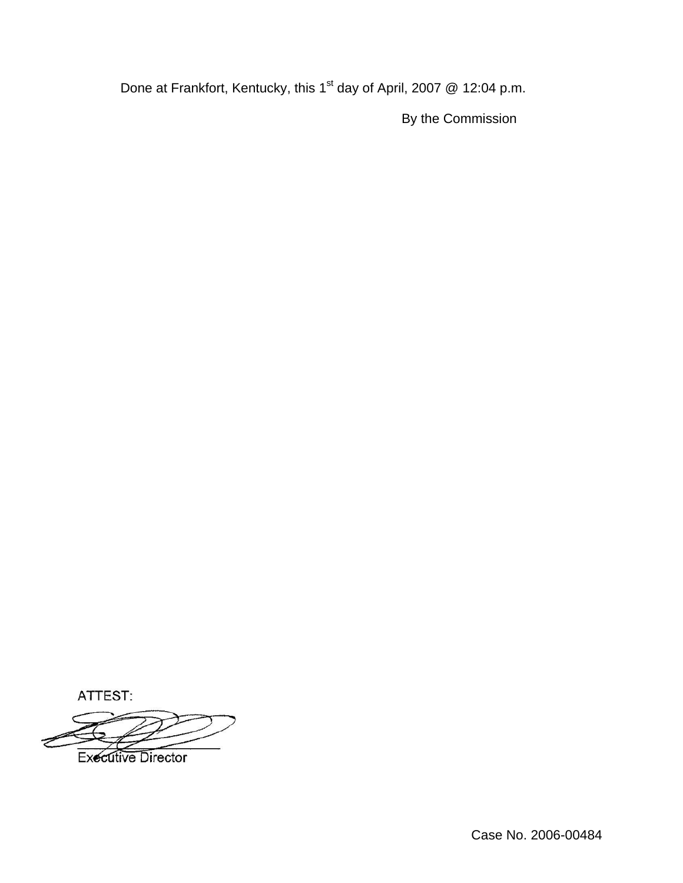Done at Frankfort, Kentucky, this 1st day of April, 2007 @ 12:04 p.m.

By the Commission

ATTEST:

Executive Director

Case No. 2006-00484